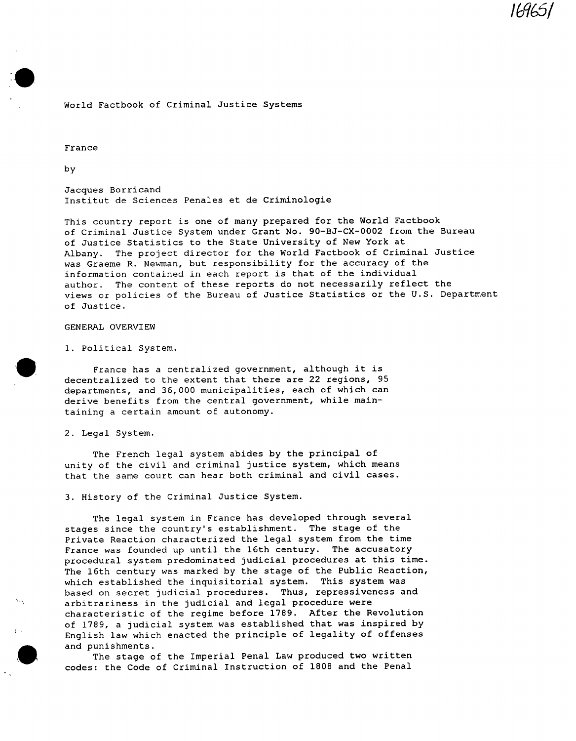169651

World Factbook of Criminal Justice Systems

France

by

Jacques Borricand
Institut de Sciences Penales et de Criminologie

This country report is one of many prepared for the World Factbook of Criminal Justice System under Grant No. 90-BJ-CX-0002 from the Bureau of Justice Statistics to the State University of New York at Albany. The project director for the World Factbook of Criminal Justice was Graeme R. Newman, but responsibility for the accuracy of the information contained in each report is that of the individual author. The content of these reports do not necessarily reflect the views or policies of the Bureau of Justice Statistics or the U.S. Department of Justice.

## GENERAL OVERVIEW

### 1. Political System.

France has a centralized government, although it is decentralized to the extent that there are 22 regions, 95 departments, and 36,000 municipalities, each of which can derive benefits from the central government, while maintaining a certain amount of autonomy.

### 2. Legal System.

The French legal system abides by the principal of unity of the civil and criminal justice system, which means that the same court can hear both criminal and civil cases.

### 3. History of the Criminal Justice System.

The legal system in France has developed through several stages since the country's establishment. The stage of the Private Reaction characterized the legal system from the time France was founded up until the 16th century. The accusatory procedural system predominated judicial procedures at this time. The 16th century was marked by the stage of the Public Reaction, which established the inquisitorial system. This system was based on secret judicial procedures. Thus, repressiveness and arbitrariness in the judicial and legal procedure were characteristic of the regime before 1789. After the Revolution of 1789, a judicial system was established that was inspired by English law which enacted the principle of legality of offenses and punishments.

The stage of the Imperial Penal Law produced two written codes: the Code of Criminal Instruction of 1808 and the Penal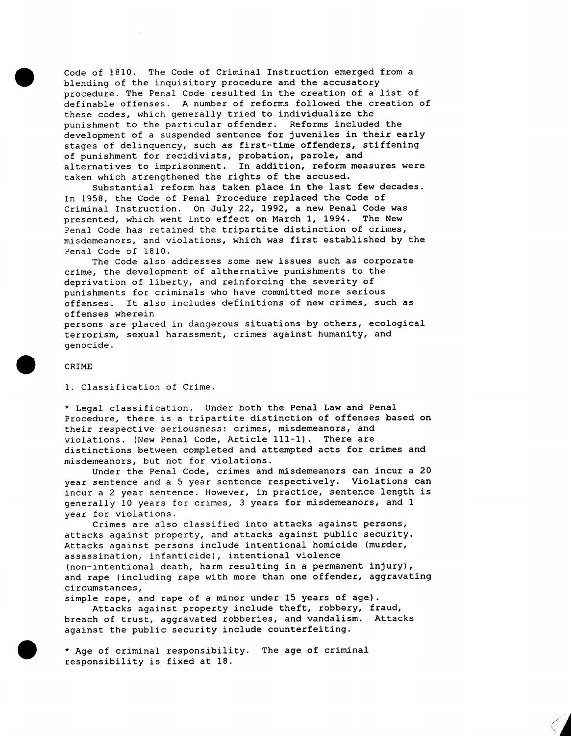Code of 1810. The Code of Criminal Instruction emerged from a blending of the inquisitory procedure and the accusatory procedure. The Penal Code resulted in the creation of a list of definable offenses. A number of reforms followed the creation of these codes, which generally tried to individualize the punishment to the particular offender. Reforms included the development of a suspended sentence for juveniles in their early stages of delinquency, such as first-time offenders, stiffening of punishment for recidivists, probation, parole, and alternatives to imprisonment. In addition, reform measures were taken which strengthened the rights of the accused.

Substantial reform has taken place in the last few decades. In 1958, the Code of Penal Procedure replaced the Code of Criminal Instruction. On July 22, 1992, a new Penal Code was presented, which went into effect on March 1, 1994. The New Penal Code has retained the tripartite distinction of crimes, misdemeanors, and violations, which was first established by the Penal Code of 1810.

The Code also addresses some new issues such as corporate crime, the development of althernative punishments to the deprivation of liberty, and reinforcing the severity of punishments for criminals who have committed more serious offenses. It also includes definitions of new crimes, such as offenses wherein persons are placed in dangerous situations by others, ecological terrorism, sexual harassment, crimes against humanity, and genocide.

## CRIME

### 1. Classification of Crime.

* Legal classification. Under both the Penal Law and Penal Procedure, there is a tripartite distinction of offenses based on their respective seriousness: crimes, misdemeanors, and violations. (New Penal Code, Article 111-1). There are distinctions between completed and attempted acts for crimes and misdemeanors, but not for violations.

Under the Penal Code, crimes and misdemeanors can incur a 20 year sentence and a 5 year sentence respectively. Violations can incur a 2 year sentence. However, in practice, sentence length is generally 10 years for crimes, 3 years for misdemeanors, and 1 year for violations.

Crimes are also classified into attacks against persons, attacks against property, and attacks against public security. Attacks against persons include intentional homicide (murder, assassination, infanticide), intentional violence (non-intentional death, harm resulting in a permanent injury), and rape (including rape with more than one offender, aggravating circumstances, simple rape, and rape of a minor under 15 years of age).

Attacks against property include theft, robbery, fraud, breach of trust, aggravated robberies, and vandalism. Attacks against the public security include counterfeiting.

* Age of criminal responsibility. The age of criminal responsibility is fixed at 18.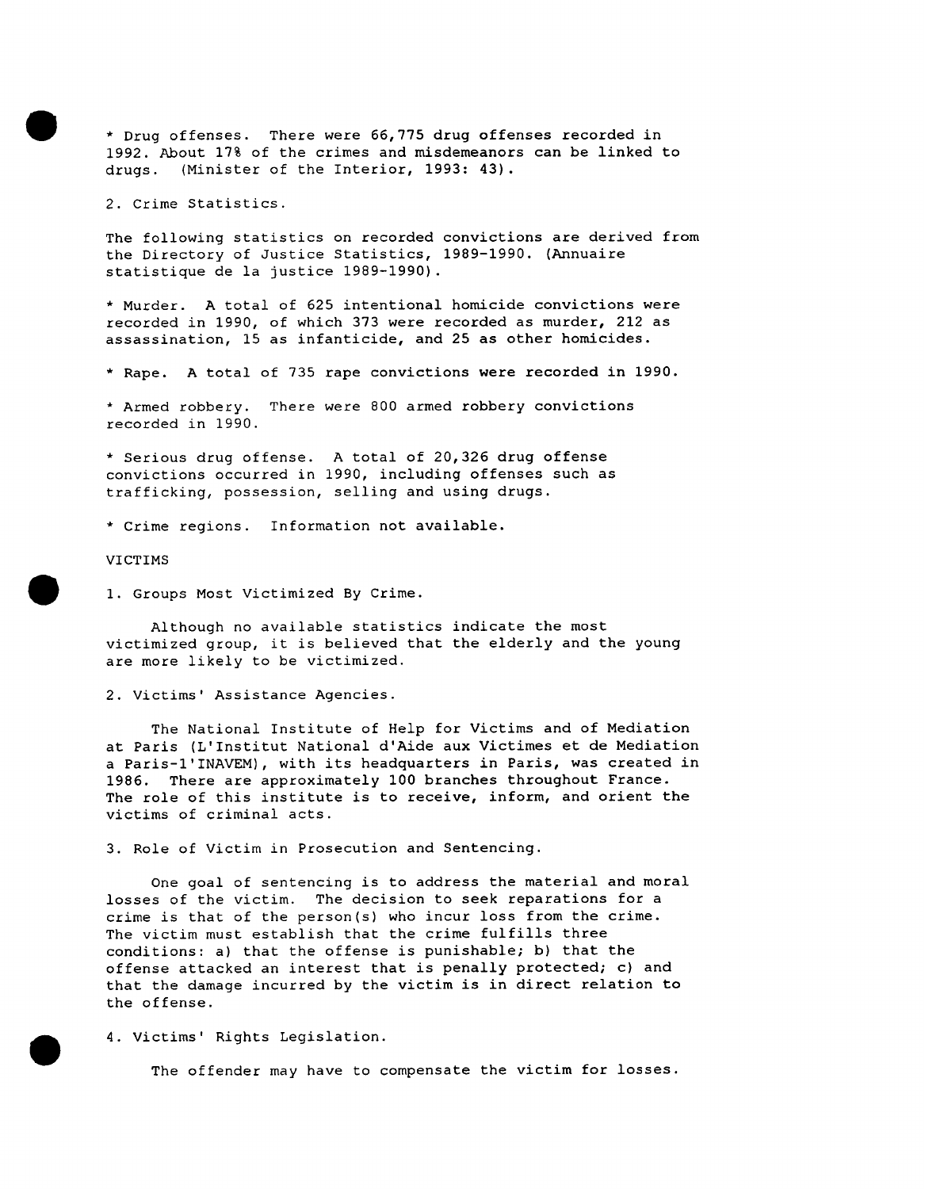* Drug offenses. There were 66,775 drug offenses recorded in 1992. About 17% of the crimes and misdemeanors can be linked to drugs. (Minister of the Interior, 1993: 43).

2. Crime Statistics.

The following statistics on recorded convictions are derived from the Directory of Justice Statistics, 1989-1990. (Annuaire statistique de la justice 1989-1990).

* Murder. A total of 625 intentional homicide convictions were recorded in 1990, of which 373 were recorded as murder, 212 as assassination, 15 as infanticide, and 25 as other homicides.

* Rape. A total of 735 rape convictions were recorded in 1990.

* Armed robbery. There were 800 armed robbery convictions recorded in 1990.

* Serious drug offense. A total of 20,326 drug offense convictions occurred in 1990, including offenses such as trafficking, possession, selling and using drugs.

* Crime regions. Information not available.

## VICTIMS

1. Groups Most Victimized By Crime.

Although no available statistics indicate the most victimized group, it is believed that the elderly and the young are more likely to be victimized.

2. Victims' Assistance Agencies.

The National Institute of Help for Victims and of Mediation at Paris (L'Institut National d'Aide aux Victimes et de Mediation a Paris-l'INAVEM), with its headquarters in Paris, was created in 1986. There are approximately 100 branches throughout France. The role of this institute is to receive, inform, and orient the victims of criminal acts.

3. Role of Victim in Prosecution and Sentencing.

One goal of sentencing is to address the material and moral losses of the victim. The decision to seek reparations for a crime is that of the person(s) who incur loss from the crime. The victim must establish that the crime fulfills three conditions: a) that the offense is punishable; b) that the offense attacked an interest that is penally protected; c) and that the damage incurred by the victim is in direct relation to the offense.

4. Victims' Rights Legislation.

The offender may have to compensate the victim for losses.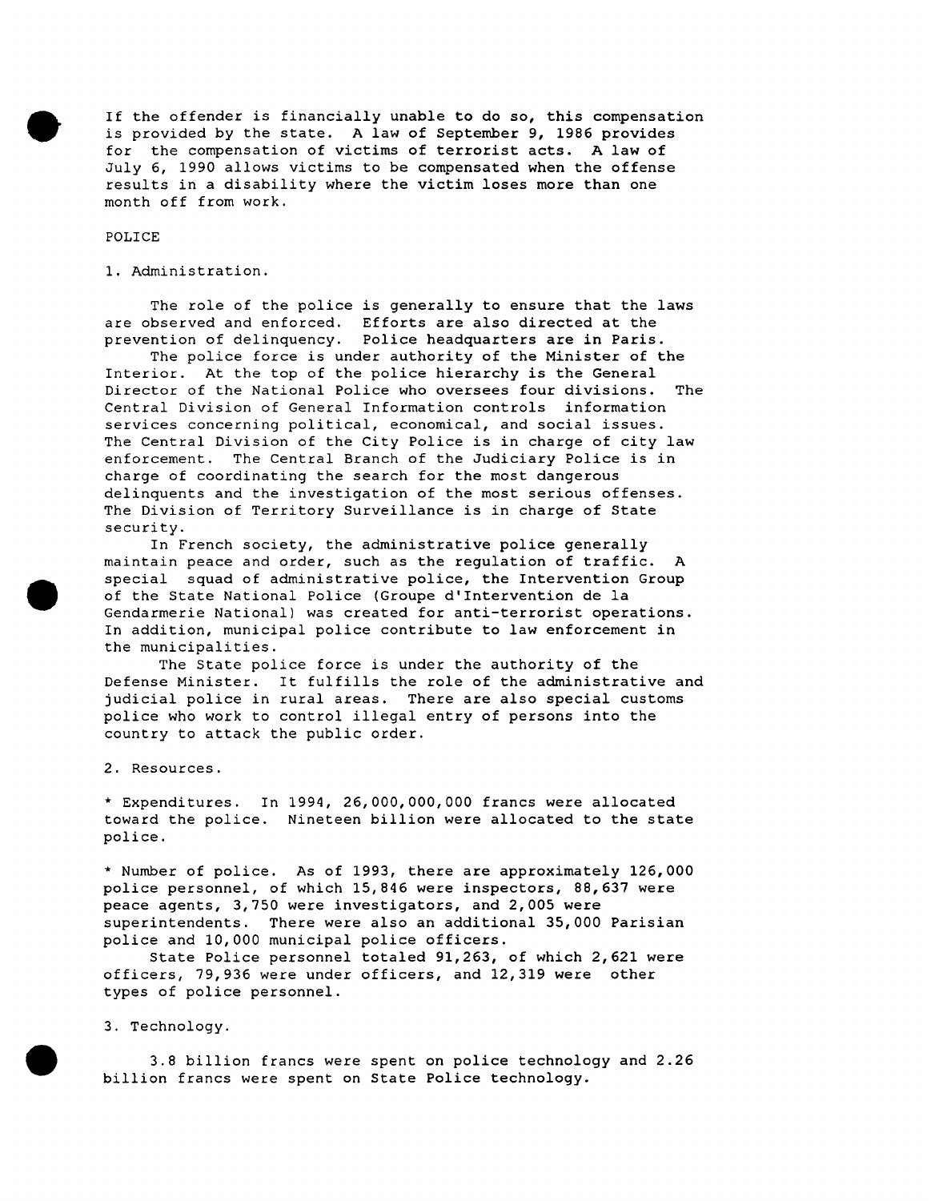If the offender is financially unable to do so, this compensation is provided by the state. A law of September 9, 1986 provides for the compensation of victims of terrorist acts. A law of July 6, 1990 allows victims to be compensated when the offense results in a disability where the victim loses more than one month off from work.

## POLICE

### 1. Administration.

The role of the police is generally to ensure that the laws are observed and enforced. Efforts are also directed at the prevention of delinquency. Police headquarters are in Paris.

The police force is under authority of the Minister of the Interior. At the top of the police hierarchy is the General Director of the National Police who oversees four divisions. The Central Division of General Information controls information services concerning political, economical, and social issues. The Central Division of the City Police is in charge of city law enforcement. The Central Branch of the Judiciary Police is in charge of coordinating the search for the most dangerous delinquents and the investigation of the most serious offenses. The Division of Territory Surveillance is in charge of State security.

In French society, the administrative police generally maintain peace and order, such as the regulation of traffic. A special squad of administrative police, the Intervention Group of the State National Police (Groupe d'Intervention de la Gendarmerie National) was created for anti-terrorist operations. In addition, municipal police contribute to law enforcement in the municipalities.

The State police force is under the authority of the Defense Minister. It fulfills the role of the administrative and judicial police in rural areas. There are also special customs police who work to control illegal entry of persons into the country to attack the public order.

### 2. Resources.

* Expenditures. In 1994, 26,000,000,000 francs were allocated toward the police. Nineteen billion were allocated to the state police.

* Number of police. As of 1993, there are approximately 126,000 police personnel, of which 15,846 were inspectors, 88,637 were peace agents, 3,750 were investigators, and 2,005 were superintendents. There were also an additional 35,000 Parisian police and 10,000 municipal police officers.

State Police personnel totaled 91,263, of which 2,621 were officers, 79,936 were under officers, and 12,319 were other types of police personnel.

### 3. Technology.

3.8 billion francs were spent on police technology and 2.26 billion francs were spent on State Police technology.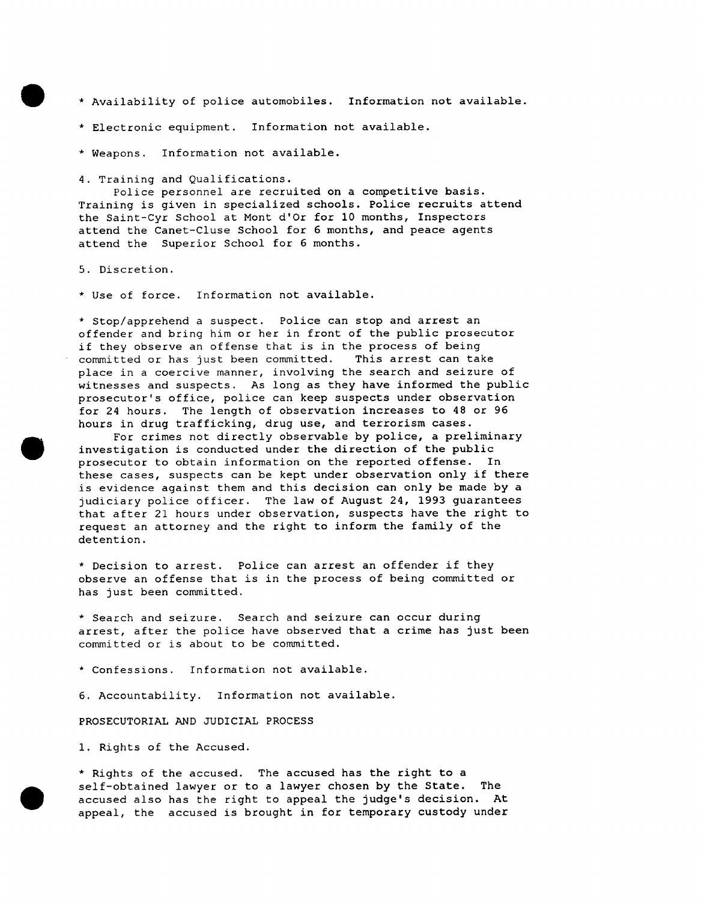* Availability of police automobiles. Information not available.

* Electronic equipment. Information not available.

* Weapons. Information not available.

4. Training and Qualifications.

Police personnel are recruited on a competitive basis. Training is given in specialized schools. Police recruits attend the Saint-Cyr School at Mont d'Or for 10 months, Inspectors attend the Canet-Cluse School for 6 months, and peace agents attend the Superior School for 6 months.

5. Discretion.

* Use of force. Information not available.

* Stop/apprehend a suspect. Police can stop and arrest an offender and bring him or her in front of the public prosecutor if they observe an offense that is in the process of being committed or has just been committed. This arrest can take place in a coercive manner, involving the search and seizure of witnesses and suspects. As long as they have informed the public prosecutor's office, police can keep suspects under observation for 24 hours. The length of observation increases to 48 or 96 hours in drug trafficking, drug use, and terrorism cases.

For crimes not directly observable by police, a preliminary investigation is conducted under the direction of the public prosecutor to obtain information on the reported offense. In these cases, suspects can be kept under observation only if there is evidence against them and this decision can only be made by a judiciary police officer. The law of August 24, 1993 guarantees that after 21 hours under observation, suspects have the right to request an attorney and the right to inform the family of the detention.

* Decision to arrest. Police can arrest an offender if they observe an offense that is in the process of being committed or has just been committed.

* Search and seizure. Search and seizure can occur during arrest, after the police have observed that a crime has just been committed or is about to be committed.

* Confessions. Information not available.

6. Accountability. Information not available.

PROSECUTORIAL AND JUDICIAL PROCESS

1. Rights of the Accused.

* Rights of the accused. The accused has the right to a self-obtained lawyer or to a lawyer chosen by the State. The accused also has the right to appeal the judge's decision. At appeal, the accused is brought in for temporary custody under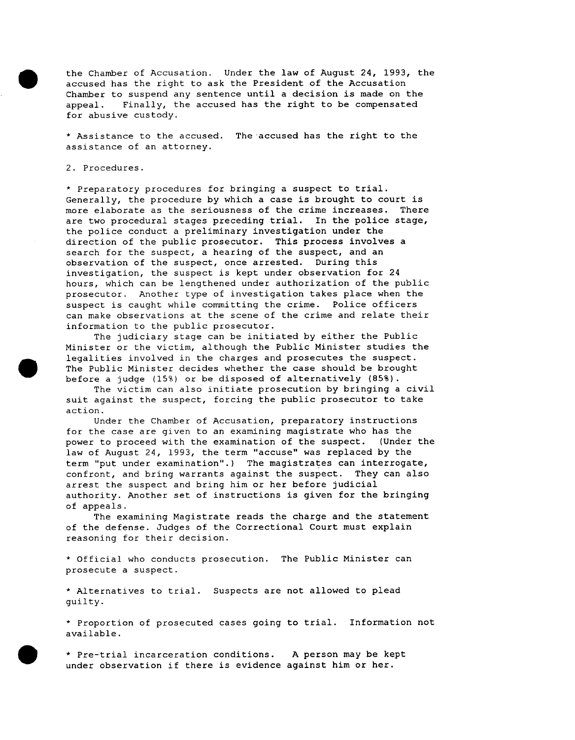the Chamber of Accusation. Under the law of August 24, 1993, the accused has the right to ask the President of the Accusation Chamber to suspend any sentence until a decision is made on the appeal. Finally, the accused has the right to be compensated for abusive custody.

* Assistance to the accused. The accused has the right to the assistance of an attorney.

2. Procedures.

* Preparatory procedures for bringing a suspect to trial. Generally, the procedure by which a case is brought to court is more elaborate as the seriousness of the crime increases. There are two procedural stages preceding trial. In the police stage, the police conduct a preliminary investigation under the direction of the public prosecutor. This process involves a search for the suspect, a hearing of the suspect, and an observation of the suspect, once arrested. During this investigation, the suspect is kept under observation for 24 hours, which can be lengthened under authorization of the public prosecutor. Another type of investigation takes place when the suspect is caught while committing the crime. Police officers can make observations at the scene of the crime and relate their information to the public prosecutor.

The judiciary stage can be initiated by either the Public Minister or the victim, although the Public Minister studies the legalities involved in the charges and prosecutes the suspect. The Public Minister decides whether the case should be brought before a judge (15%) or be disposed of alternatively (85%).

The victim can also initiate prosecution by bringing a civil suit against the suspect, forcing the public prosecutor to take action.

Under the Chamber of Accusation, preparatory instructions for the case are given to an examining magistrate who has the power to proceed with the examination of the suspect. (Under the law of August 24, 1993, the term "accuse" was replaced by the term "put under examination".) The magistrates can interrogate, confront, and bring warrants against the suspect. They can also arrest the suspect and bring him or her before judicial authority. Another set of instructions is given for the bringing of appeals.

The examining Magistrate reads the charge and the statement of the defense. Judges of the Correctional Court must explain reasoning for their decision.

* Official who conducts prosecution. The Public Minister can prosecute a suspect.

* Alternatives to trial. Suspects are not allowed to plead guilty.

* Proportion of prosecuted cases going to trial. Information not available.

* Pre-trial incarceration conditions. A person may be kept under observation if there is evidence against him or her.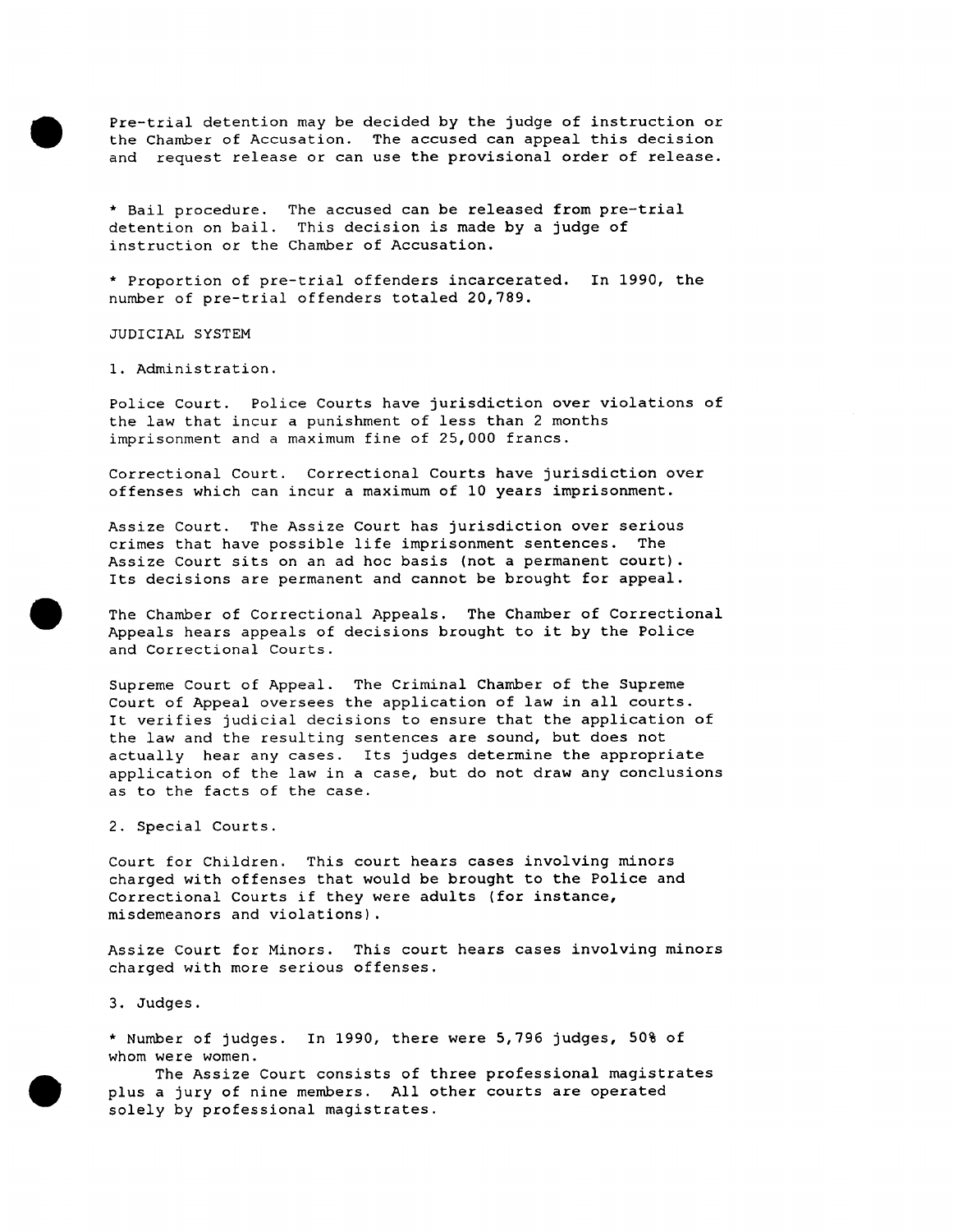Pre-trial detention may be decided by the judge of instruction or the Chamber of Accusation. The accused can appeal this decision and request release or can use the provisional order of release.

* Bail procedure. The accused can be released from pre-trial detention on bail. This decision is made by a judge of instruction or the Chamber of Accusation.

* Proportion of pre-trial offenders incarcerated. In 1990, the number of pre-trial offenders totaled 20,789.

## JUDICIAL SYSTEM

### 1. Administration.

Police Court. Police Courts have jurisdiction over violations of the law that incur a punishment of less than 2 months imprisonment and a maximum fine of 25,000 francs.

Correctional Court. Correctional Courts have jurisdiction over offenses which can incur a maximum of 10 years imprisonment.

Assize Court. The Assize Court has jurisdiction over serious crimes that have possible life imprisonment sentences. The Assize Court sits on an ad hoc basis (not a permanent court). Its decisions are permanent and cannot be brought for appeal.

The Chamber of Correctional Appeals. The Chamber of Correctional Appeals hears appeals of decisions brought to it by the Police and Correctional Courts.

Supreme Court of Appeal. The Criminal Chamber of the Supreme Court of Appeal oversees the application of law in all courts. It verifies judicial decisions to ensure that the application of the law and the resulting sentences are sound, but does not actually hear any cases. Its judges determine the appropriate application of the law in a case, but do not draw any conclusions as to the facts of the case.

### 2. Special Courts.

Court for Children. This court hears cases involving minors charged with offenses that would be brought to the Police and Correctional Courts if they were adults (for instance, misdemeanors and violations).

Assize Court for Minors. This court hears cases involving minors charged with more serious offenses.

### 3. Judges.

* Number of judges. In 1990, there were 5,796 judges, 50% of whom were women.

The Assize Court consists of three professional magistrates plus a jury of nine members. All other courts are operated solely by professional magistrates.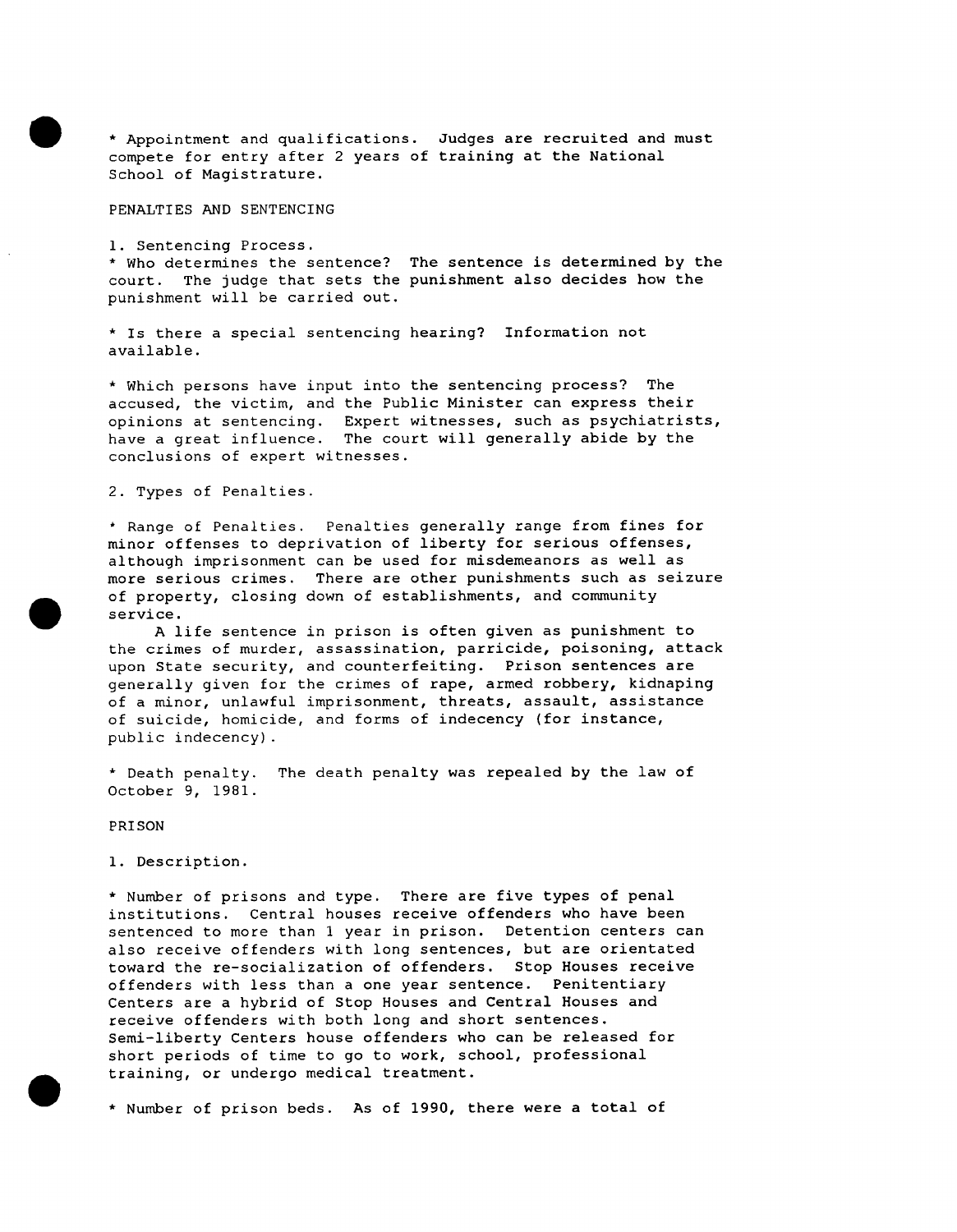* Appointment and qualifications. Judges are recruited and must compete for entry after 2 years of training at the National School of Magistrature.

## PENALTIES AND SENTENCING

### 1. Sentencing Process.

* Who determines the sentence? The sentence is determined by the court. The judge that sets the punishment also decides how the punishment will be carried out.

* Is there a special sentencing hearing? Information not available.

* Which persons have input into the sentencing process? The accused, the victim, and the Public Minister can express their opinions at sentencing. Expert witnesses, such as psychiatrists, have a great influence. The court will generally abide by the conclusions of expert witnesses.

### 2. Types of Penalties.

* Range of Penalties. Penalties generally range from fines for minor offenses to deprivation of liberty for serious offenses, although imprisonment can be used for misdemeanors as well as more serious crimes. There are other punishments such as seizure of property, closing down of establishments, and community service.

A life sentence in prison is often given as punishment to the crimes of murder, assassination, parricide, poisoning, attack upon State security, and counterfeiting. Prison sentences are generally given for the crimes of rape, armed robbery, kidnaping of a minor, unlawful imprisonment, threats, assault, assistance of suicide, homicide, and forms of indecency (for instance, public indecency).

* Death penalty. The death penalty was repealed by the law of October 9, 1981.

## PRISON

### 1. Description.

* Number of prisons and type. There are five types of penal institutions. Central houses receive offenders who have been sentenced to more than 1 year in prison. Detention centers can also receive offenders with long sentences, but are orientated toward the re-socialization of offenders. Stop Houses receive offenders with less than a one year sentence. Penitentiary Centers are a hybrid of Stop Houses and Central Houses and receive offenders with both long and short sentences. Semi-liberty Centers house offenders who can be released for short periods of time to go to work, school, professional training, or undergo medical treatment.

* Number of prison beds. As of 1990, there were a total of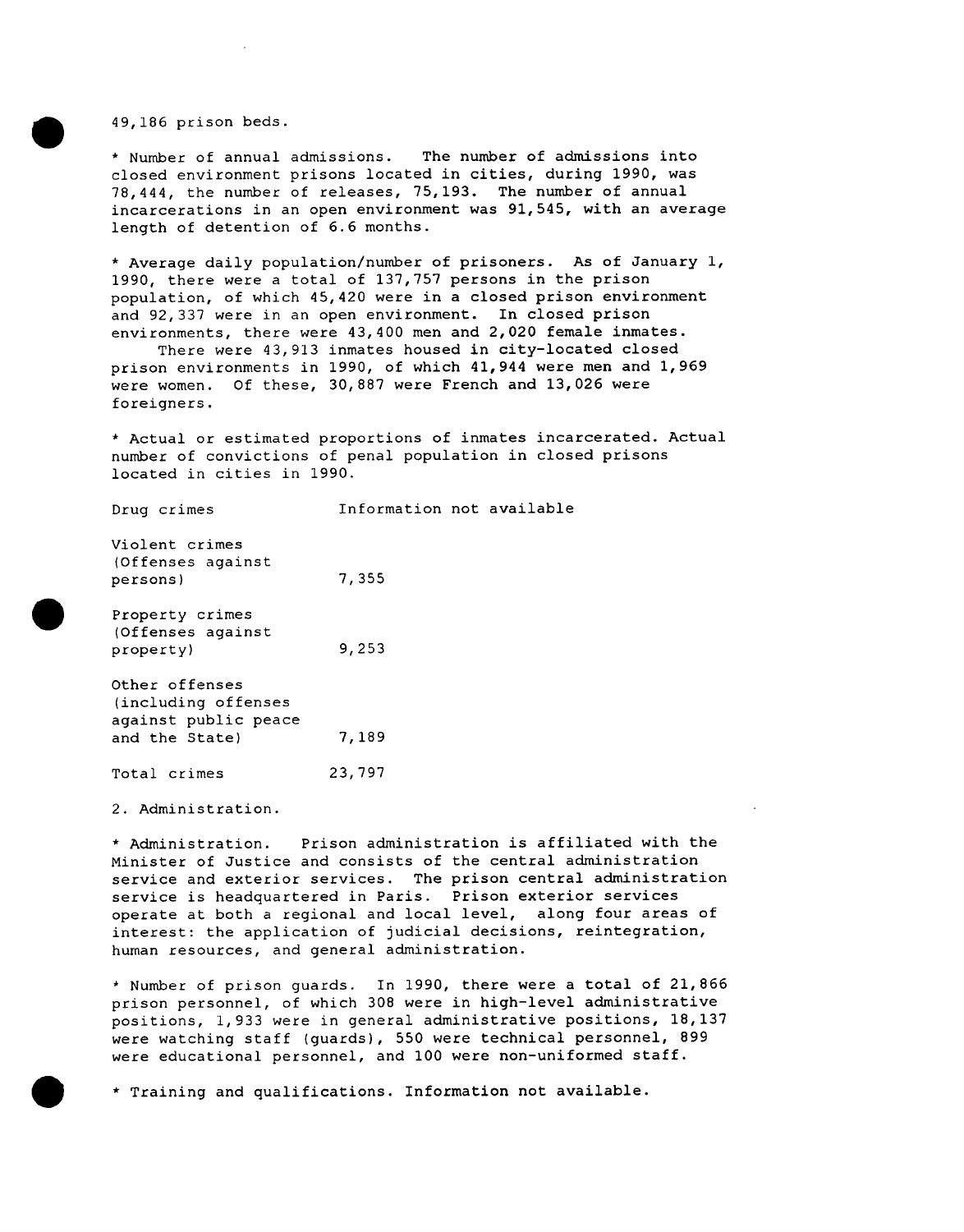49,186 prison beds.

* Number of annual admissions. The number of admissions into closed environment prisons located in cities, during 1990, was 78,444, the number of releases, 75,193. The number of annual incarcerations in an open environment was 91,545, with an average length of detention of 6.6 months.

* Average daily population/number of prisoners. As of January 1, 1990, there were a total of 137,757 persons in the prison population, of which 45,420 were in a closed prison environment and 92,337 were in an open environment. In closed prison environments, there were 43,400 men and 2,020 female inmates.

There were 43,913 inmates housed in city-located closed prison environments in 1990, of which 41,944 were men and 1,969 were women. Of these, 30,887 were French and 13,026 were foreigners.

* Actual or estimated proportions of inmates incarcerated. Actual number of convictions of penal population in closed prisons located in cities in 1990.

| | |
|---|---|
| Drug crimes | Information not available |
| Violent crimes (Offenses against persons) | 7,355 |
| Property crimes (Offenses against property) | 9,253 |
| Other offenses (including offenses against public peace and the State) | 7,189 |
| Total crimes | 23,797 |

2. Administration.

* Administration. Prison administration is affiliated with the Minister of Justice and consists of the central administration service and exterior services. The prison central administration service is headquartered in Paris. Prison exterior services operate at both a regional and local level, along four areas of interest: the application of judicial decisions, reintegration, human resources, and general administration.

* Number of prison guards. In 1990, there were a total of 21,866 prison personnel, of which 308 were in high-level administrative positions, 1,933 were in general administrative positions, 18,137 were watching staff (guards), 550 were technical personnel, 899 were educational personnel, and 100 were non-uniformed staff.

* Training and qualifications. Information not available.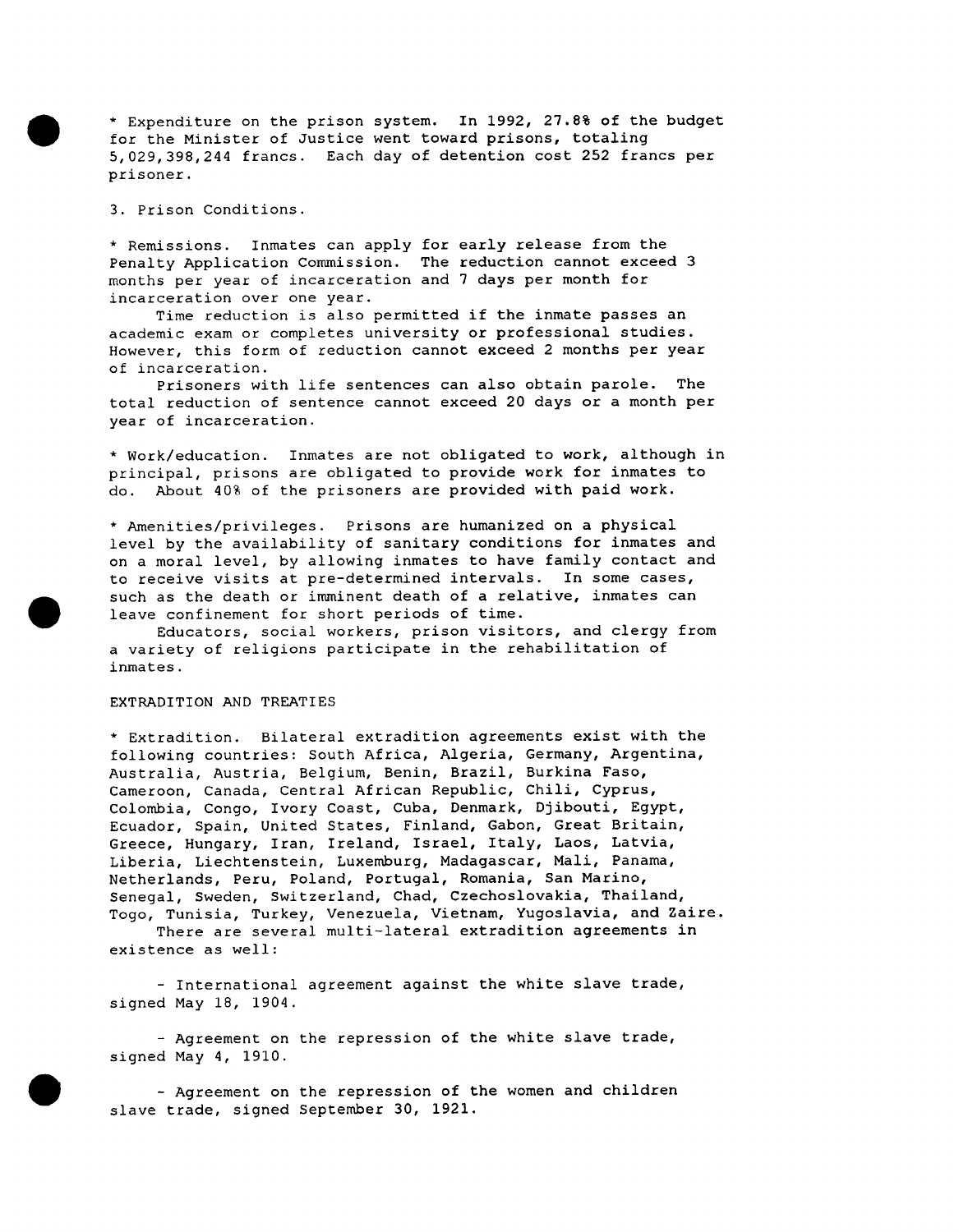* Expenditure on the prison system. In 1992, 27.8% of the budget for the Minister of Justice went toward prisons, totaling 5,029,398,244 francs. Each day of detention cost 252 francs per prisoner.

3. Prison Conditions.

* Remissions. Inmates can apply for early release from the Penalty Application Commission. The reduction cannot exceed 3 months per year of incarceration and 7 days per month for incarceration over one year.

Time reduction is also permitted if the inmate passes an academic exam or completes university or professional studies. However, this form of reduction cannot exceed 2 months per year of incarceration.

Prisoners with life sentences can also obtain parole. The total reduction of sentence cannot exceed 20 days or a month per year of incarceration.

* Work/education. Inmates are not obligated to work, although in principal, prisons are obligated to provide work for inmates to do. About 40% of the prisoners are provided with paid work.

* Amenities/privileges. Prisons are humanized on a physical level by the availability of sanitary conditions for inmates and on a moral level, by allowing inmates to have family contact and to receive visits at pre-determined intervals. In some cases, such as the death or imminent death of a relative, inmates can leave confinement for short periods of time.

Educators, social workers, prison visitors, and clergy from a variety of religions participate in the rehabilitation of inmates.

EXTRADITION AND TREATIES

* Extradition. Bilateral extradition agreements exist with the following countries: South Africa, Algeria, Germany, Argentina, Australia, Austria, Belgium, Benin, Brazil, Burkina Faso, Cameroon, Canada, Central African Republic, Chili, Cyprus, Colombia, Congo, Ivory Coast, Cuba, Denmark, Djibouti, Egypt, Ecuador, Spain, United States, Finland, Gabon, Great Britain, Greece, Hungary, Iran, Ireland, Israel, Italy, Laos, Latvia, Liberia, Liechtenstein, Luxemburg, Madagascar, Mali, Panama, Netherlands, Peru, Poland, Portugal, Romania, San Marino, Senegal, Sweden, Switzerland, Chad, Czechoslovakia, Thailand, Togo, Tunisia, Turkey, Venezuela, Vietnam, Yugoslavia, and Zaire.

There are several multi-lateral extradition agreements in existence as well:

- International agreement against the white slave trade, signed May 18, 1904.

- Agreement on the repression of the white slave trade, signed May 4, 1910.

- Agreement on the repression of the women and children slave trade, signed September 30, 1921.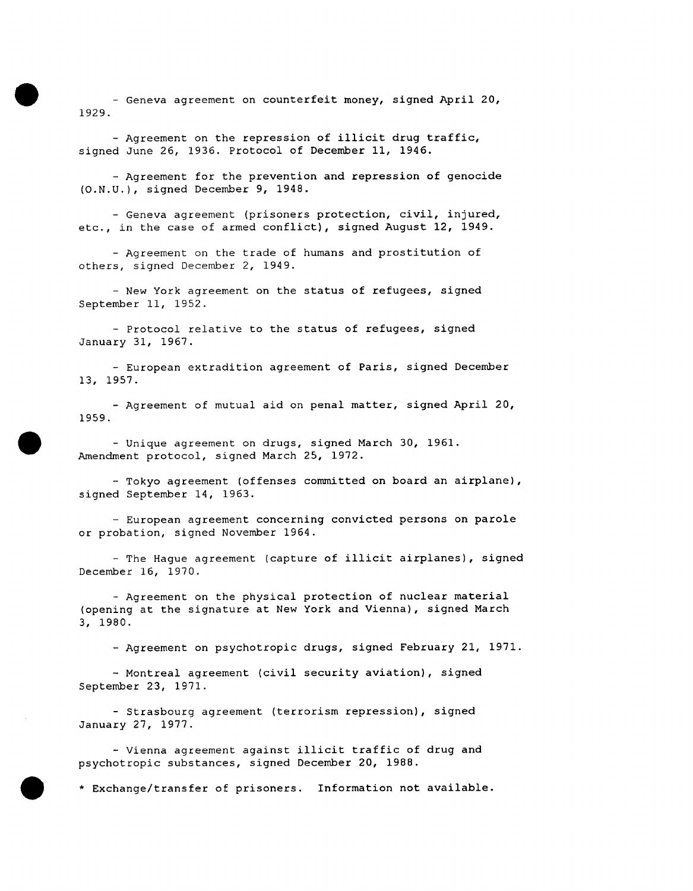- Geneva agreement on counterfeit money, signed April 20, 1929.

- Agreement on the repression of illicit drug traffic, signed June 26, 1936. Protocol of December 11, 1946.

- Agreement for the prevention and repression of genocide (O.N.U.), signed December 9, 1948.

- Geneva agreement (prisoners protection, civil, injured, etc., in the case of armed conflict), signed August 12, 1949.

- Agreement on the trade of humans and prostitution of others, signed December 2, 1949.

- New York agreement on the status of refugees, signed September 11, 1952.

- Protocol relative to the status of refugees, signed January 31, 1967.

- European extradition agreement of Paris, signed December 13, 1957.

- Agreement of mutual aid on penal matter, signed April 20, 1959.

- Unique agreement on drugs, signed March 30, 1961. Amendment protocol, signed March 25, 1972.

- Tokyo agreement (offenses committed on board an airplane), signed September 14, 1963.

- European agreement concerning convicted persons on parole or probation, signed November 1964.

- The Hague agreement (capture of illicit airplanes), signed December 16, 1970.

- Agreement on the physical protection of nuclear material (opening at the signature at New York and Vienna), signed March 3, 1980.

- Agreement on psychotropic drugs, signed February 21, 1971.

- Montreal agreement (civil security aviation), signed September 23, 1971.

- Strasbourg agreement (terrorism repression), signed January 27, 1977.

- Vienna agreement against illicit traffic of drug and psychotropic substances, signed December 20, 1988.

* Exchange/transfer of prisoners. Information not available.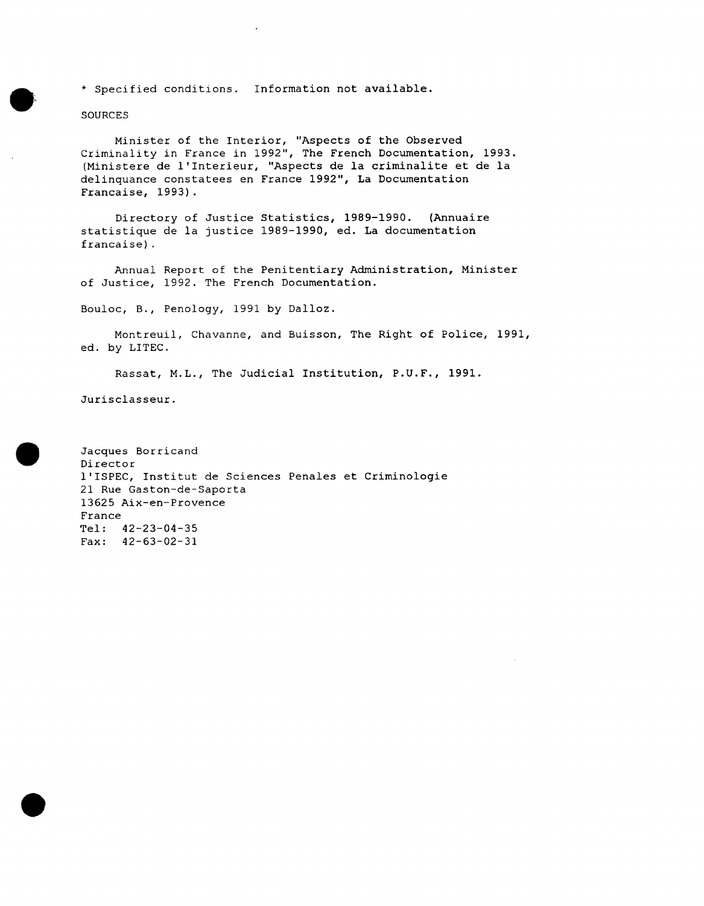* Specified conditions. Information not available.

SOURCES

Minister of the Interior, "Aspects of the Observed Criminality in France in 1992", The French Documentation, 1993. (Ministere de l'Interieur, "Aspects de la criminalite et de la delinquance constatees en France 1992", La Documentation Francaise, 1993).

Directory of Justice Statistics, 1989-1990. (Annuaire statistique de la justice 1989-1990, ed. La documentation francaise).

Annual Report of the Penitentiary Administration, Minister of Justice, 1992. The French Documentation.

Bouloc, B., Penology, 1991 by Dalloz.

Montreuil, Chavanne, and Buisson, The Right of Police, 1991, ed. by LITEC.

Rassat, M.L., The Judicial Institution, P.U.F., 1991.

Jurisclasseur.

Jacques Borricand  
Director  
l'ISPEC, Institut de Sciences Penales et Criminologie  
21 Rue Gaston-de-Saporta  
13625 Aix-en-Provence  
France  
Tel: 42-23-04-35  
Fax: 42-63-02-31